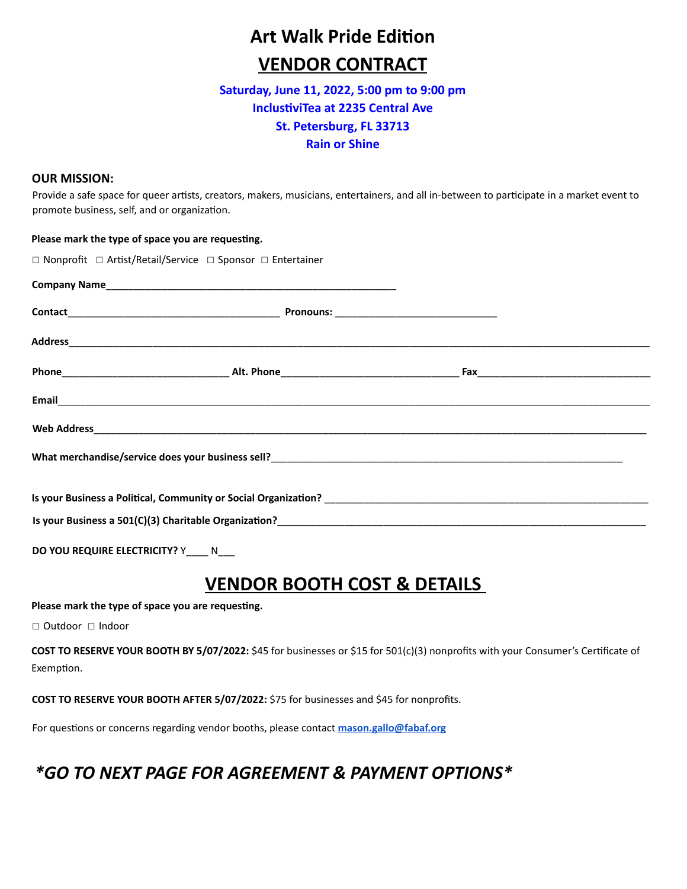# Art Walk Pride Edition

## VENDOR CONTRACT

**Saturday, June 11, 2022, 5:00 pm to 9:00 pm**
**InclustiviTea at 2235 Central Ave**
**St. Petersburg, FL 33713**
**Rain or Shine**

**OUR MISSION:**

Provide a safe space for queer artists, creators, makers, musicians, entertainers, and all in-between to participate in a market event to promote business, self, and or organization.

**Please mark the type of space you are requesting.**

☐ Nonprofit ☐ Artist/Retail/Service ☐ Sponsor ☐ Entertainer

**Company Name**______________________________________________________

**Contact**________________________________________ **Pronouns:** ______________________________

**Address**__________________________________________________________________________________________________

**Phone**_______________________________ **Alt. Phone**_________________________________ **Fax**_________________________________

**Email**____________________________________________________________________________________________________

**Web Address**______________________________________________________________________________________________

**What merchandise/service does your business sell?**_________________________________________________________________

**Is your Business a Political, Community or Social Organization?** ___________________________________________________________

**Is your Business a 501(C)(3) Charitable Organization?**_____________________________________________________________________

**DO YOU REQUIRE ELECTRICITY?** Y____ N___

## VENDOR BOOTH COST & DETAILS

**Please mark the type of space you are requesting.**

☐ Outdoor ☐ Indoor

**COST TO RESERVE YOUR BOOTH BY 5/07/2022:** $45 for businesses or $15 for 501(c)(3) nonprofits with your Consumer's Certificate of Exemption.

**COST TO RESERVE YOUR BOOTH AFTER 5/07/2022:** $75 for businesses and $45 for nonprofits.

For questions or concerns regarding vendor booths, please contact **mason.gallo@fabaf.org**

## *\*GO TO NEXT PAGE FOR AGREEMENT & PAYMENT OPTIONS\**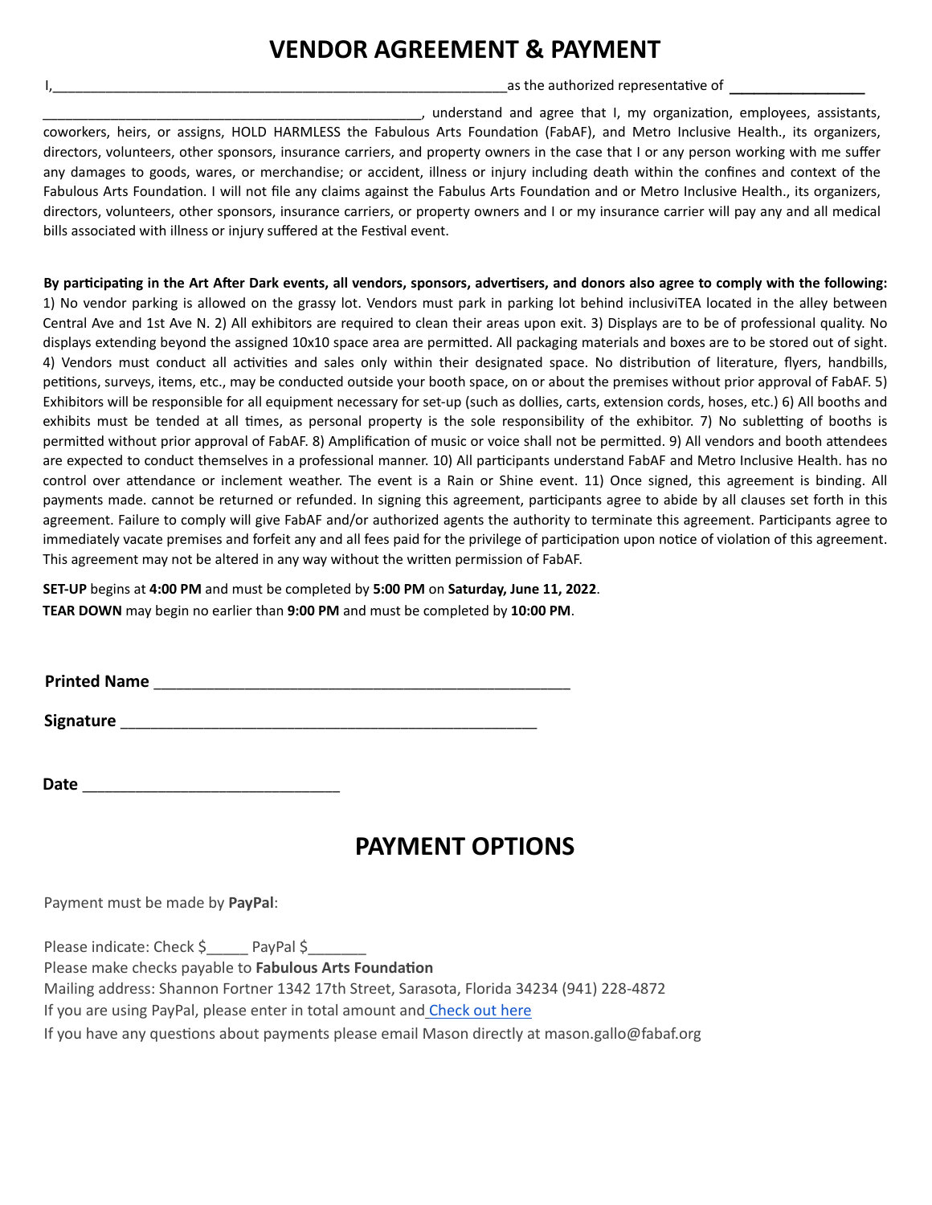# VENDOR AGREEMENT & PAYMENT

I,\_\_\_\_\_\_\_\_\_\_\_\_\_\_\_\_\_\_\_\_\_\_\_\_\_\_\_\_\_\_\_\_\_\_\_\_\_\_\_\_\_\_\_\_\_\_\_\_\_\_\_\_\_\_\_\_\_\_\_\_as the authorized representative of \_\_\_\_\_\_\_\_\_\_\_\_\_\_\_\_\_\_

\_\_\_\_\_\_\_\_\_\_\_\_\_\_\_\_\_\_\_\_\_\_\_\_\_\_\_\_\_\_\_\_\_\_\_\_\_\_\_\_\_\_\_\_\_\_\_\_\_\_, understand and agree that I, my organization, employees, assistants, coworkers, heirs, or assigns, HOLD HARMLESS the Fabulous Arts Foundation (FabAF), and Metro Inclusive Health., its organizers, directors, volunteers, other sponsors, insurance carriers, and property owners in the case that I or any person working with me suffer any damages to goods, wares, or merchandise; or accident, illness or injury including death within the confines and context of the Fabulous Arts Foundation. I will not file any claims against the Fabulus Arts Foundation and or Metro Inclusive Health., its organizers, directors, volunteers, other sponsors, insurance carriers, or property owners and I or my insurance carrier will pay any and all medical bills associated with illness or injury suffered at the Festival event.

**By participating in the Art After Dark events, all vendors, sponsors, advertisers, and donors also agree to comply with the following:** 1) No vendor parking is allowed on the grassy lot. Vendors must park in parking lot behind inclusiviTEA located in the alley between Central Ave and 1st Ave N. 2) All exhibitors are required to clean their areas upon exit. 3) Displays are to be of professional quality. No displays extending beyond the assigned 10x10 space area are permitted. All packaging materials and boxes are to be stored out of sight. 4) Vendors must conduct all activities and sales only within their designated space. No distribution of literature, flyers, handbills, petitions, surveys, items, etc., may be conducted outside your booth space, on or about the premises without prior approval of FabAF. 5) Exhibitors will be responsible for all equipment necessary for set-up (such as dollies, carts, extension cords, hoses, etc.) 6) All booths and exhibits must be tended at all times, as personal property is the sole responsibility of the exhibitor. 7) No subletting of booths is permitted without prior approval of FabAF. 8) Amplification of music or voice shall not be permitted. 9) All vendors and booth attendees are expected to conduct themselves in a professional manner. 10) All participants understand FabAF and Metro Inclusive Health. has no control over attendance or inclement weather. The event is a Rain or Shine event. 11) Once signed, this agreement is binding. All payments made. cannot be returned or refunded. In signing this agreement, participants agree to abide by all clauses set forth in this agreement. Failure to comply will give FabAF and/or authorized agents the authority to terminate this agreement. Participants agree to immediately vacate premises and forfeit any and all fees paid for the privilege of participation upon notice of violation of this agreement. This agreement may not be altered in any way without the written permission of FabAF.

**SET-UP** begins at **4:00 PM** and must be completed by **5:00 PM** on **Saturday, June 11, 2022**.
**TEAR DOWN** may begin no earlier than **9:00 PM** and must be completed by **10:00 PM**.

**Printed Name** \_\_\_\_\_\_\_\_\_\_\_\_\_\_\_\_\_\_\_\_\_\_\_\_\_\_\_\_\_\_\_\_\_\_\_\_\_\_\_\_\_\_\_\_\_\_\_\_

**Signature** \_\_\_\_\_\_\_\_\_\_\_\_\_\_\_\_\_\_\_\_\_\_\_\_\_\_\_\_\_\_\_\_\_\_\_\_\_\_\_\_\_\_\_\_\_\_\_\_

**Date** \_\_\_\_\_\_\_\_\_\_\_\_\_\_\_\_\_\_\_\_\_\_\_\_\_\_\_\_\_\_

# PAYMENT OPTIONS

Payment must be made by **PayPal**:

Please indicate: Check $\_\_\_\_\_ PayPal $\_\_\_\_\_\_\_
Please make checks payable to **Fabulous Arts Foundation**
Mailing address: Shannon Fortner 1342 17th Street, Sarasota, Florida 34234 (941) 228-4872
If you are using PayPal, please enter in total amount and Check out here
If you have any questions about payments please email Mason directly at mason.gallo@fabaf.org